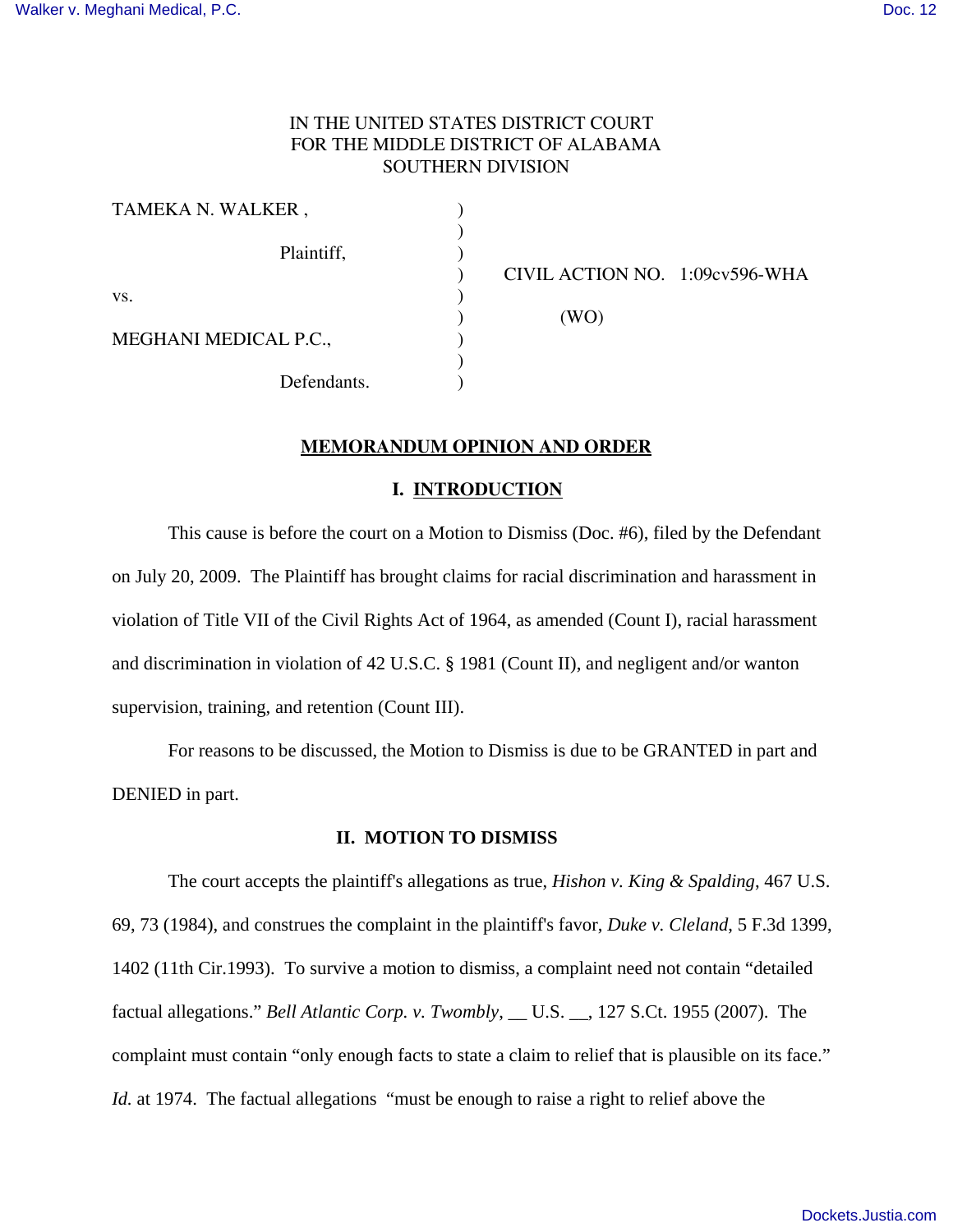IN THE UNITED STATES DISTRICT COURT
FOR THE MIDDLE DISTRICT OF ALABAMA
SOUTHERN DIVISION

TAMEKA N. WALKER,

Plaintiff,

vs.

MEGHANI MEDICAL P.C.,

Defendants.

CIVIL ACTION NO. 1:09cv596-WHA

(WO)

## MEMORANDUM OPINION AND ORDER

### I. INTRODUCTION

This cause is before the court on a Motion to Dismiss (Doc. #6), filed by the Defendant on July 20, 2009. The Plaintiff has brought claims for racial discrimination and harassment in violation of Title VII of the Civil Rights Act of 1964, as amended (Count I), racial harassment and discrimination in violation of 42 U.S.C. § 1981 (Count II), and negligent and/or wanton supervision, training, and retention (Count III).

For reasons to be discussed, the Motion to Dismiss is due to be GRANTED in part and DENIED in part.

### II. MOTION TO DISMISS

The court accepts the plaintiff's allegations as true, *Hishon v. King & Spalding*, 467 U.S. 69, 73 (1984), and construes the complaint in the plaintiff's favor, *Duke v. Cleland*, 5 F.3d 1399, 1402 (11th Cir.1993). To survive a motion to dismiss, a complaint need not contain "detailed factual allegations." *Bell Atlantic Corp. v. Twombly*, __ U.S. __, 127 S.Ct. 1955 (2007). The complaint must contain "only enough facts to state a claim to relief that is plausible on its face." *Id.* at 1974. The factual allegations "must be enough to raise a right to relief above the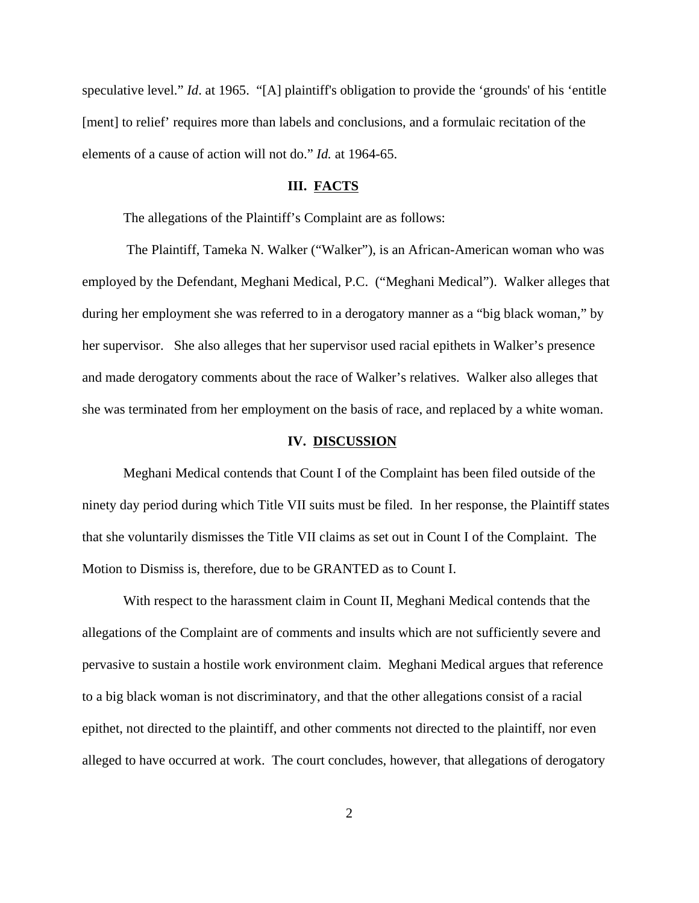speculative level." *Id*. at 1965. "[A] plaintiff's obligation to provide the 'grounds' of his 'entitle [ment] to relief' requires more than labels and conclusions, and a formulaic recitation of the elements of a cause of action will not do." *Id.* at 1964-65.

## III. FACTS

The allegations of the Plaintiff's Complaint are as follows:

The Plaintiff, Tameka N. Walker ("Walker"), is an African-American woman who was employed by the Defendant, Meghani Medical, P.C. ("Meghani Medical"). Walker alleges that during her employment she was referred to in a derogatory manner as a "big black woman," by her supervisor. She also alleges that her supervisor used racial epithets in Walker's presence and made derogatory comments about the race of Walker's relatives. Walker also alleges that she was terminated from her employment on the basis of race, and replaced by a white woman.

## IV. DISCUSSION

Meghani Medical contends that Count I of the Complaint has been filed outside of the ninety day period during which Title VII suits must be filed. In her response, the Plaintiff states that she voluntarily dismisses the Title VII claims as set out in Count I of the Complaint. The Motion to Dismiss is, therefore, due to be GRANTED as to Count I.

With respect to the harassment claim in Count II, Meghani Medical contends that the allegations of the Complaint are of comments and insults which are not sufficiently severe and pervasive to sustain a hostile work environment claim. Meghani Medical argues that reference to a big black woman is not discriminatory, and that the other allegations consist of a racial epithet, not directed to the plaintiff, and other comments not directed to the plaintiff, nor even alleged to have occurred at work. The court concludes, however, that allegations of derogatory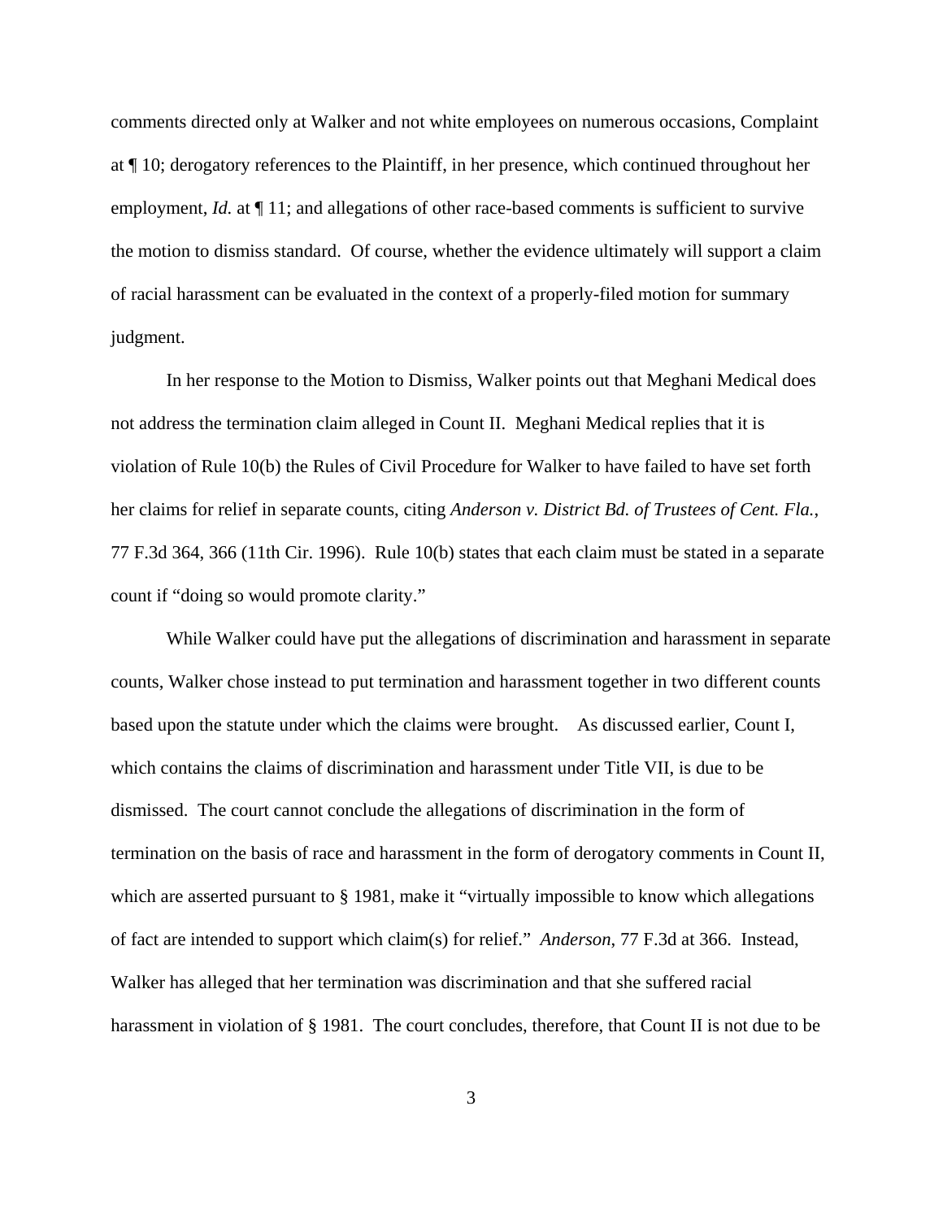comments directed only at Walker and not white employees on numerous occasions, Complaint at ¶ 10; derogatory references to the Plaintiff, in her presence, which continued throughout her employment, *Id.* at ¶ 11; and allegations of other race-based comments is sufficient to survive the motion to dismiss standard. Of course, whether the evidence ultimately will support a claim of racial harassment can be evaluated in the context of a properly-filed motion for summary judgment.

In her response to the Motion to Dismiss, Walker points out that Meghani Medical does not address the termination claim alleged in Count II. Meghani Medical replies that it is violation of Rule 10(b) the Rules of Civil Procedure for Walker to have failed to have set forth her claims for relief in separate counts, citing *Anderson v. District Bd. of Trustees of Cent. Fla.*, 77 F.3d 364, 366 (11th Cir. 1996). Rule 10(b) states that each claim must be stated in a separate count if "doing so would promote clarity."

While Walker could have put the allegations of discrimination and harassment in separate counts, Walker chose instead to put termination and harassment together in two different counts based upon the statute under which the claims were brought. As discussed earlier, Count I, which contains the claims of discrimination and harassment under Title VII, is due to be dismissed. The court cannot conclude the allegations of discrimination in the form of termination on the basis of race and harassment in the form of derogatory comments in Count II, which are asserted pursuant to § 1981, make it "virtually impossible to know which allegations of fact are intended to support which claim(s) for relief." *Anderson*, 77 F.3d at 366. Instead, Walker has alleged that her termination was discrimination and that she suffered racial harassment in violation of § 1981. The court concludes, therefore, that Count II is not due to be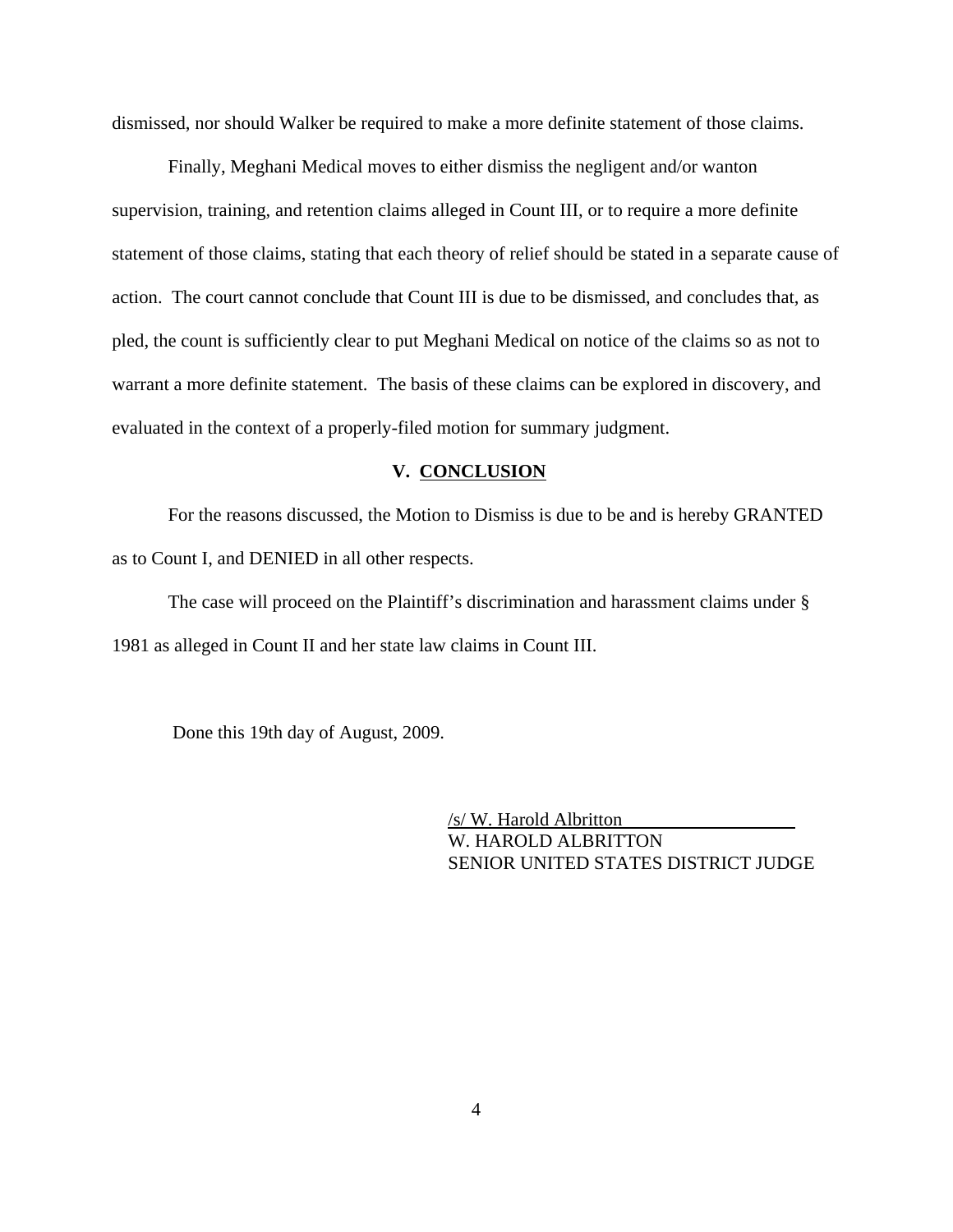dismissed, nor should Walker be required to make a more definite statement of those claims.

Finally, Meghani Medical moves to either dismiss the negligent and/or wanton supervision, training, and retention claims alleged in Count III, or to require a more definite statement of those claims, stating that each theory of relief should be stated in a separate cause of action. The court cannot conclude that Count III is due to be dismissed, and concludes that, as pled, the count is sufficiently clear to put Meghani Medical on notice of the claims so as not to warrant a more definite statement. The basis of these claims can be explored in discovery, and evaluated in the context of a properly-filed motion for summary judgment.

## V. CONCLUSION

For the reasons discussed, the Motion to Dismiss is due to be and is hereby GRANTED as to Count I, and DENIED in all other respects.

The case will proceed on the Plaintiff's discrimination and harassment claims under § 1981 as alleged in Count II and her state law claims in Count III.

Done this 19th day of August, 2009.

/s/ W. Harold Albritton
W. HAROLD ALBRITTON
SENIOR UNITED STATES DISTRICT JUDGE